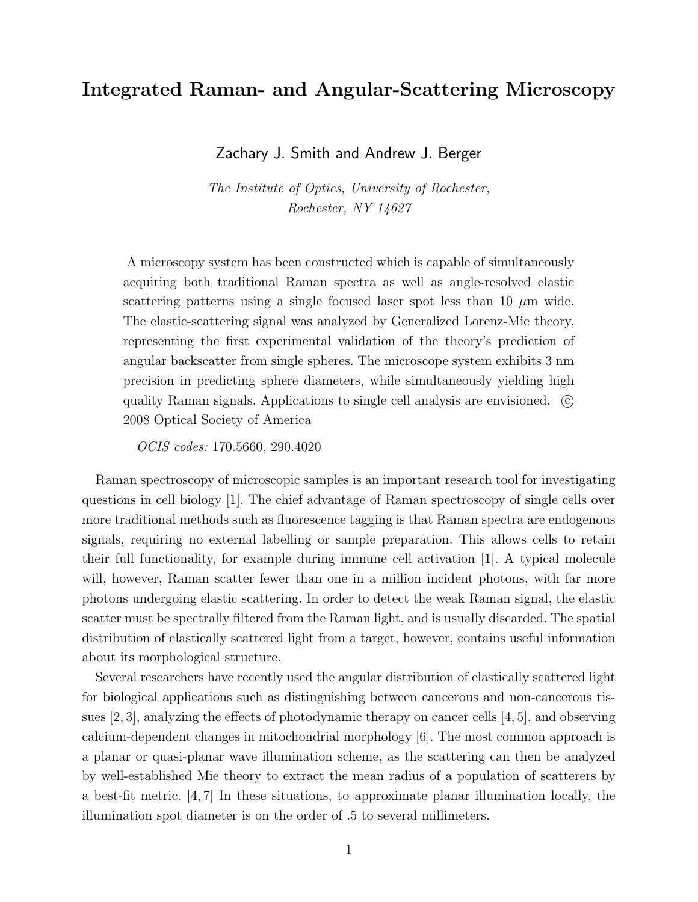# Integrated Raman- and Angular-Scattering Microscopy

Zachary J. Smith and Andrew J. Berger

*The Institute of Optics, University of Rochester, Rochester, NY 14627*

A microscopy system has been constructed which is capable of simultaneously acquiring both traditional Raman spectra as well as angle-resolved elastic scattering patterns using a single focused laser spot less than 10 $\mu$m wide. The elastic-scattering signal was analyzed by Generalized Lorenz-Mie theory, representing the first experimental validation of the theory's prediction of angular backscatter from single spheres. The microscope system exhibits 3 nm precision in predicting sphere diameters, while simultaneously yielding high quality Raman signals. Applications to single cell analysis are envisioned. © 2008 Optical Society of America

*OCIS codes:* 170.5660, 290.4020

Raman spectroscopy of microscopic samples is an important research tool for investigating questions in cell biology [1]. The chief advantage of Raman spectroscopy of single cells over more traditional methods such as fluorescence tagging is that Raman spectra are endogenous signals, requiring no external labelling or sample preparation. This allows cells to retain their full functionality, for example during immune cell activation [1]. A typical molecule will, however, Raman scatter fewer than one in a million incident photons, with far more photons undergoing elastic scattering. In order to detect the weak Raman signal, the elastic scatter must be spectrally filtered from the Raman light, and is usually discarded. The spatial distribution of elastically scattered light from a target, however, contains useful information about its morphological structure.

Several researchers have recently used the angular distribution of elastically scattered light for biological applications such as distinguishing between cancerous and non-cancerous tissues [2, 3], analyzing the effects of photodynamic therapy on cancer cells [4, 5], and observing calcium-dependent changes in mitochondrial morphology [6]. The most common approach is a planar or quasi-planar wave illumination scheme, as the scattering can then be analyzed by well-established Mie theory to extract the mean radius of a population of scatterers by a best-fit metric. [4, 7] In these situations, to approximate planar illumination locally, the illumination spot diameter is on the order of .5 to several millimeters.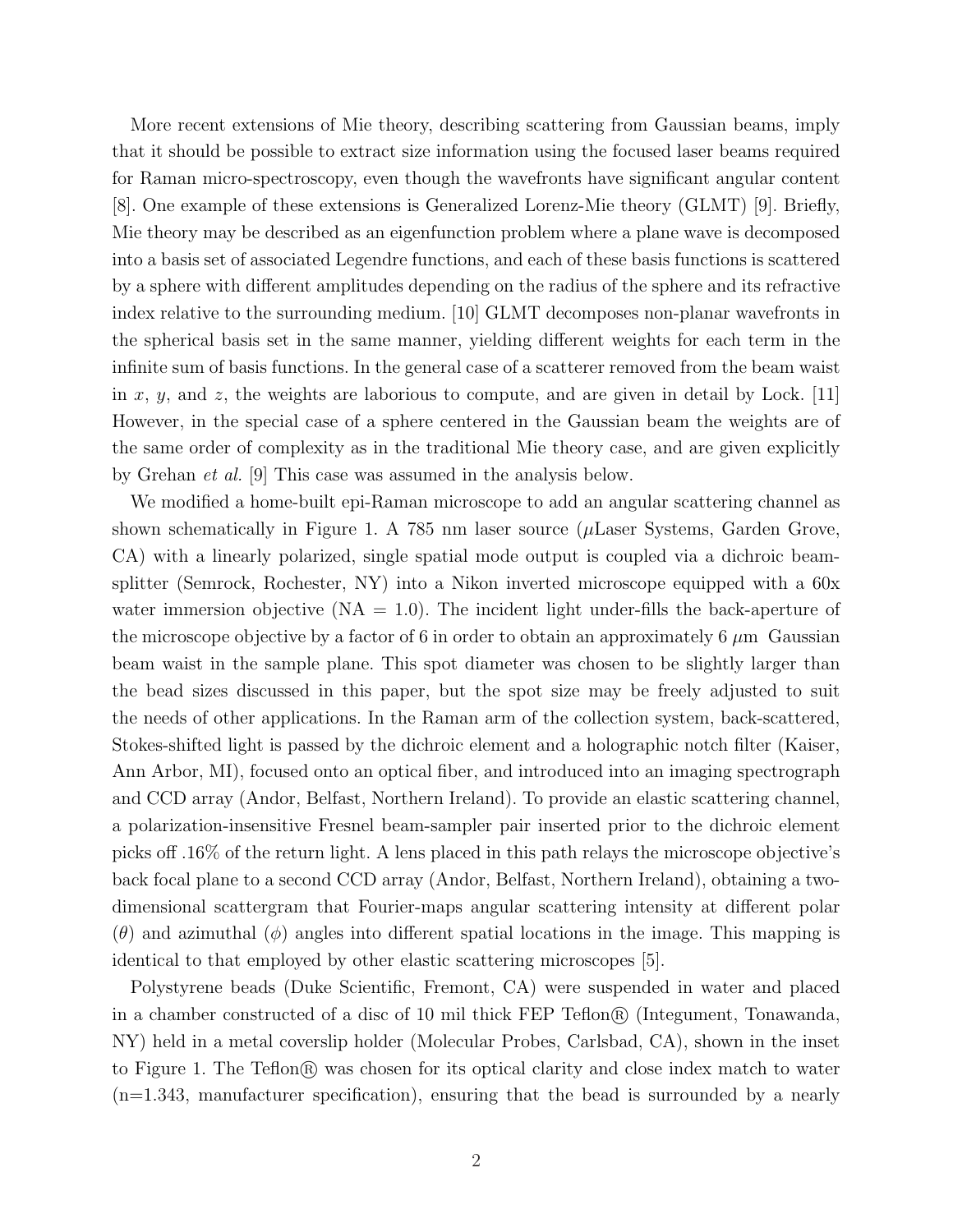More recent extensions of Mie theory, describing scattering from Gaussian beams, imply that it should be possible to extract size information using the focused laser beams required for Raman micro-spectroscopy, even though the wavefronts have significant angular content [8]. One example of these extensions is Generalized Lorenz-Mie theory (GLMT) [9]. Briefly, Mie theory may be described as an eigenfunction problem where a plane wave is decomposed into a basis set of associated Legendre functions, and each of these basis functions is scattered by a sphere with different amplitudes depending on the radius of the sphere and its refractive index relative to the surrounding medium. [10] GLMT decomposes non-planar wavefronts in the spherical basis set in the same manner, yielding different weights for each term in the infinite sum of basis functions. In the general case of a scatterer removed from the beam waist in $x$, $y$, and $z$, the weights are laborious to compute, and are given in detail by Lock. [11] However, in the special case of a sphere centered in the Gaussian beam the weights are of the same order of complexity as in the traditional Mie theory case, and are given explicitly by Grehan *et al.* [9] This case was assumed in the analysis below.

We modified a home-built epi-Raman microscope to add an angular scattering channel as shown schematically in Figure 1. A 785 nm laser source ($\mu$Laser Systems, Garden Grove, CA) with a linearly polarized, single spatial mode output is coupled via a dichroic beamsplitter (Semrock, Rochester, NY) into a Nikon inverted microscope equipped with a 60x water immersion objective (NA = 1.0). The incident light under-fills the back-aperture of the microscope objective by a factor of 6 in order to obtain an approximately 6 $\mu$m Gaussian beam waist in the sample plane. This spot diameter was chosen to be slightly larger than the bead sizes discussed in this paper, but the spot size may be freely adjusted to suit the needs of other applications. In the Raman arm of the collection system, back-scattered, Stokes-shifted light is passed by the dichroic element and a holographic notch filter (Kaiser, Ann Arbor, MI), focused onto an optical fiber, and introduced into an imaging spectrograph and CCD array (Andor, Belfast, Northern Ireland). To provide an elastic scattering channel, a polarization-insensitive Fresnel beam-sampler pair inserted prior to the dichroic element picks off .16% of the return light. A lens placed in this path relays the microscope objective's back focal plane to a second CCD array (Andor, Belfast, Northern Ireland), obtaining a two-dimensional scattergram that Fourier-maps angular scattering intensity at different polar ($\theta$) and azimuthal ($\phi$) angles into different spatial locations in the image. This mapping is identical to that employed by other elastic scattering microscopes [5].

Polystyrene beads (Duke Scientific, Fremont, CA) were suspended in water and placed in a chamber constructed of a disc of 10 mil thick FEP Teflon® (Integument, Tonawanda, NY) held in a metal coverslip holder (Molecular Probes, Carlsbad, CA), shown in the inset to Figure 1. The Teflon® was chosen for its optical clarity and close index match to water (n=1.343, manufacturer specification), ensuring that the bead is surrounded by a nearly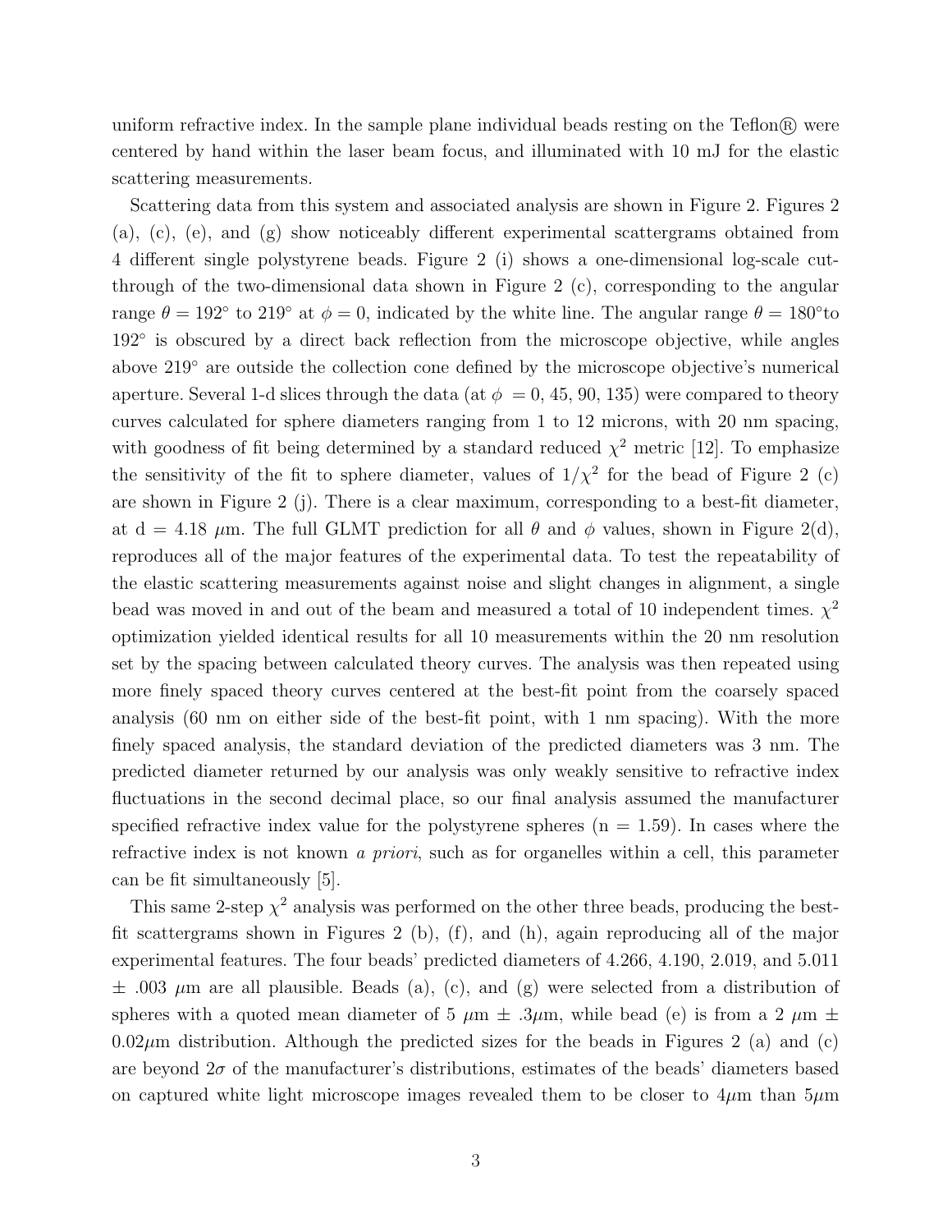uniform refractive index. In the sample plane individual beads resting on the Teflon® were centered by hand within the laser beam focus, and illuminated with 10 mJ for the elastic scattering measurements.

Scattering data from this system and associated analysis are shown in Figure 2. Figures 2 (a), (c), (e), and (g) show noticeably different experimental scattergrams obtained from 4 different single polystyrene beads. Figure 2 (i) shows a one-dimensional log-scale cut-through of the two-dimensional data shown in Figure 2 (c), corresponding to the angular range $\theta = 192^\circ$ to $219^\circ$ at $\phi = 0$, indicated by the white line. The angular range $\theta = 180^\circ$ to $192^\circ$ is obscured by a direct back reflection from the microscope objective, while angles above $219^\circ$ are outside the collection cone defined by the microscope objective's numerical aperture. Several 1-d slices through the data (at $\phi = 0, 45, 90, 135$) were compared to theory curves calculated for sphere diameters ranging from 1 to 12 microns, with 20 nm spacing, with goodness of fit being determined by a standard reduced $\chi^2$ metric [12]. To emphasize the sensitivity of the fit to sphere diameter, values of $1/\chi^2$ for the bead of Figure 2 (c) are shown in Figure 2 (j). There is a clear maximum, corresponding to a best-fit diameter, at d = 4.18 $\mu$m. The full GLMT prediction for all $\theta$ and $\phi$ values, shown in Figure 2(d), reproduces all of the major features of the experimental data. To test the repeatability of the elastic scattering measurements against noise and slight changes in alignment, a single bead was moved in and out of the beam and measured a total of 10 independent times. $\chi^2$ optimization yielded identical results for all 10 measurements within the 20 nm resolution set by the spacing between calculated theory curves. The analysis was then repeated using more finely spaced theory curves centered at the best-fit point from the coarsely spaced analysis (60 nm on either side of the best-fit point, with 1 nm spacing). With the more finely spaced analysis, the standard deviation of the predicted diameters was 3 nm. The predicted diameter returned by our analysis was only weakly sensitive to refractive index fluctuations in the second decimal place, so our final analysis assumed the manufacturer specified refractive index value for the polystyrene spheres (n = 1.59). In cases where the refractive index is not known *a priori*, such as for organelles within a cell, this parameter can be fit simultaneously [5].

This same 2-step $\chi^2$ analysis was performed on the other three beads, producing the best-fit scattergrams shown in Figures 2 (b), (f), and (h), again reproducing all of the major experimental features. The four beads' predicted diameters of 4.266, 4.190, 2.019, and 5.011 $\pm$ .003 $\mu$m are all plausible. Beads (a), (c), and (g) were selected from a distribution of spheres with a quoted mean diameter of 5 $\mu$m $\pm$ .3$\mu$m, while bead (e) is from a 2 $\mu$m $\pm$ 0.02$\mu$m distribution. Although the predicted sizes for the beads in Figures 2 (a) and (c) are beyond $2\sigma$ of the manufacturer's distributions, estimates of the beads' diameters based on captured white light microscope images revealed them to be closer to 4$\mu$m than 5$\mu$m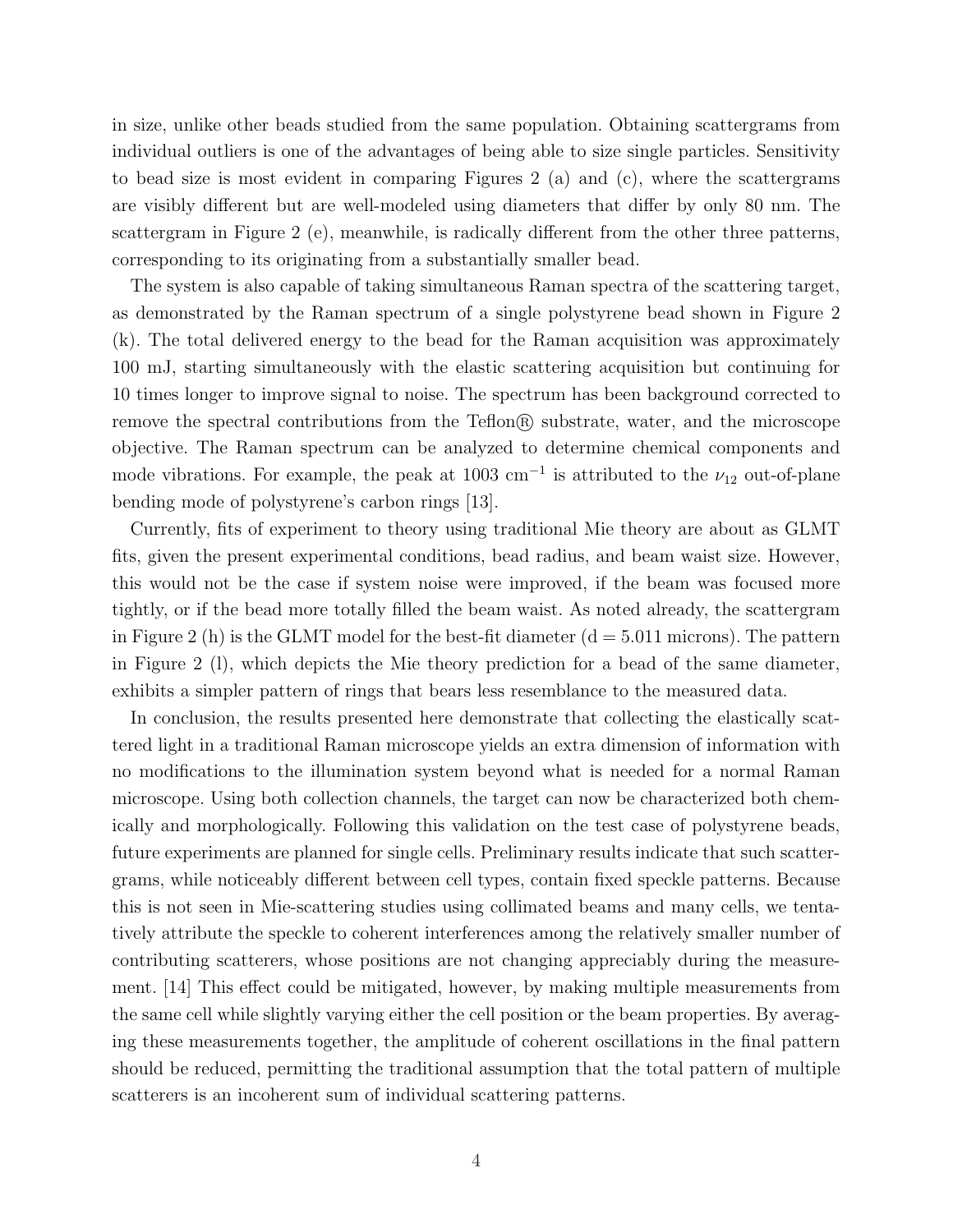in size, unlike other beads studied from the same population. Obtaining scattergrams from individual outliers is one of the advantages of being able to size single particles. Sensitivity to bead size is most evident in comparing Figures 2 (a) and (c), where the scattergrams are visibly different but are well-modeled using diameters that differ by only 80 nm. The scattergram in Figure 2 (e), meanwhile, is radically different from the other three patterns, corresponding to its originating from a substantially smaller bead.

The system is also capable of taking simultaneous Raman spectra of the scattering target, as demonstrated by the Raman spectrum of a single polystyrene bead shown in Figure 2 (k). The total delivered energy to the bead for the Raman acquisition was approximately 100 mJ, starting simultaneously with the elastic scattering acquisition but continuing for 10 times longer to improve signal to noise. The spectrum has been background corrected to remove the spectral contributions from the Teflon® substrate, water, and the microscope objective. The Raman spectrum can be analyzed to determine chemical components and mode vibrations. For example, the peak at 1003 $\text{cm}^{-1}$ is attributed to the $\nu_{12}$ out-of-plane bending mode of polystyrene's carbon rings [13].

Currently, fits of experiment to theory using traditional Mie theory are about as GLMT fits, given the present experimental conditions, bead radius, and beam waist size. However, this would not be the case if system noise were improved, if the beam was focused more tightly, or if the bead more totally filled the beam waist. As noted already, the scattergram in Figure 2 (h) is the GLMT model for the best-fit diameter (d = 5.011 microns). The pattern in Figure 2 (l), which depicts the Mie theory prediction for a bead of the same diameter, exhibits a simpler pattern of rings that bears less resemblance to the measured data.

In conclusion, the results presented here demonstrate that collecting the elastically scattered light in a traditional Raman microscope yields an extra dimension of information with no modifications to the illumination system beyond what is needed for a normal Raman microscope. Using both collection channels, the target can now be characterized both chemically and morphologically. Following this validation on the test case of polystyrene beads, future experiments are planned for single cells. Preliminary results indicate that such scattergrams, while noticeably different between cell types, contain fixed speckle patterns. Because this is not seen in Mie-scattering studies using collimated beams and many cells, we tentatively attribute the speckle to coherent interferences among the relatively smaller number of contributing scatterers, whose positions are not changing appreciably during the measurement. [14] This effect could be mitigated, however, by making multiple measurements from the same cell while slightly varying either the cell position or the beam properties. By averaging these measurements together, the amplitude of coherent oscillations in the final pattern should be reduced, permitting the traditional assumption that the total pattern of multiple scatterers is an incoherent sum of individual scattering patterns.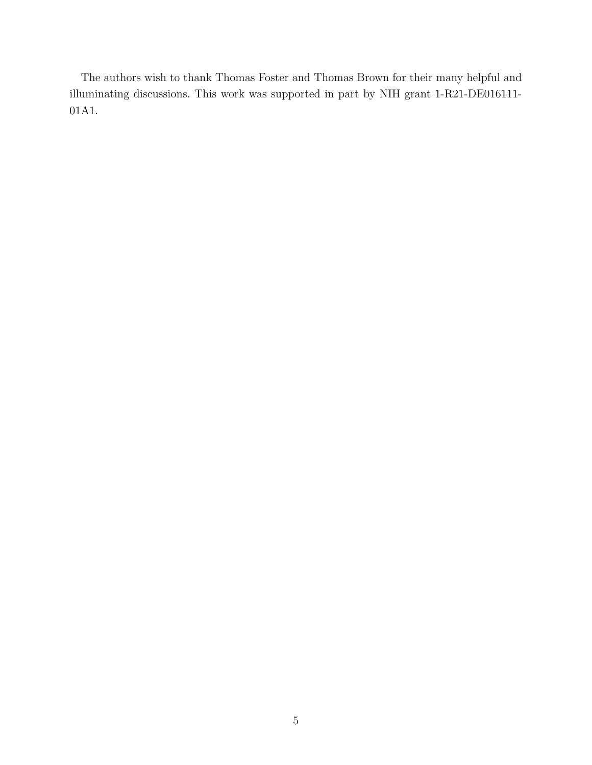The authors wish to thank Thomas Foster and Thomas Brown for their many helpful and illuminating discussions. This work was supported in part by NIH grant 1-R21-DE016111-01A1.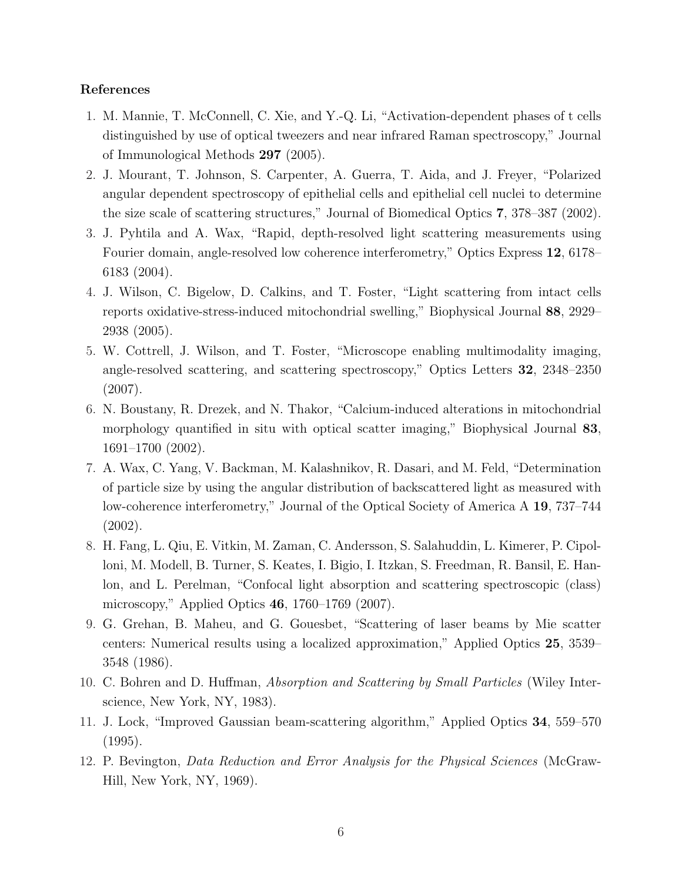## References

1. M. Mannie, T. McConnell, C. Xie, and Y.-Q. Li, "Activation-dependent phases of t cells distinguished by use of optical tweezers and near infrared Raman spectroscopy," Journal of Immunological Methods **297** (2005).
2. J. Mourant, T. Johnson, S. Carpenter, A. Guerra, T. Aida, and J. Freyer, "Polarized angular dependent spectroscopy of epithelial cells and epithelial cell nuclei to determine the size scale of scattering structures," Journal of Biomedical Optics **7**, 378–387 (2002).
3. J. Pyhtila and A. Wax, "Rapid, depth-resolved light scattering measurements using Fourier domain, angle-resolved low coherence interferometry," Optics Express **12**, 6178–6183 (2004).
4. J. Wilson, C. Bigelow, D. Calkins, and T. Foster, "Light scattering from intact cells reports oxidative-stress-induced mitochondrial swelling," Biophysical Journal **88**, 2929–2938 (2005).
5. W. Cottrell, J. Wilson, and T. Foster, "Microscope enabling multimodality imaging, angle-resolved scattering, and scattering spectroscopy," Optics Letters **32**, 2348–2350 (2007).
6. N. Boustany, R. Drezek, and N. Thakor, "Calcium-induced alterations in mitochondrial morphology quantified in situ with optical scatter imaging," Biophysical Journal **83**, 1691–1700 (2002).
7. A. Wax, C. Yang, V. Backman, M. Kalashnikov, R. Dasari, and M. Feld, "Determination of particle size by using the angular distribution of backscattered light as measured with low-coherence interferometry," Journal of the Optical Society of America A **19**, 737–744 (2002).
8. H. Fang, L. Qiu, E. Vitkin, M. Zaman, C. Andersson, S. Salahuddin, L. Kimerer, P. Cipolloni, M. Modell, B. Turner, S. Keates, I. Bigio, I. Itzkan, S. Freedman, R. Bansil, E. Hanlon, and L. Perelman, "Confocal light absorption and scattering spectroscopic (class) microscopy," Applied Optics **46**, 1760–1769 (2007).
9. G. Grehan, B. Maheu, and G. Gouesbet, "Scattering of laser beams by Mie scatter centers: Numerical results using a localized approximation," Applied Optics **25**, 3539–3548 (1986).
10. C. Bohren and D. Huffman, *Absorption and Scattering by Small Particles* (Wiley Interscience, New York, NY, 1983).
11. J. Lock, "Improved Gaussian beam-scattering algorithm," Applied Optics **34**, 559–570 (1995).
12. P. Bevington, *Data Reduction and Error Analysis for the Physical Sciences* (McGraw-Hill, New York, NY, 1969).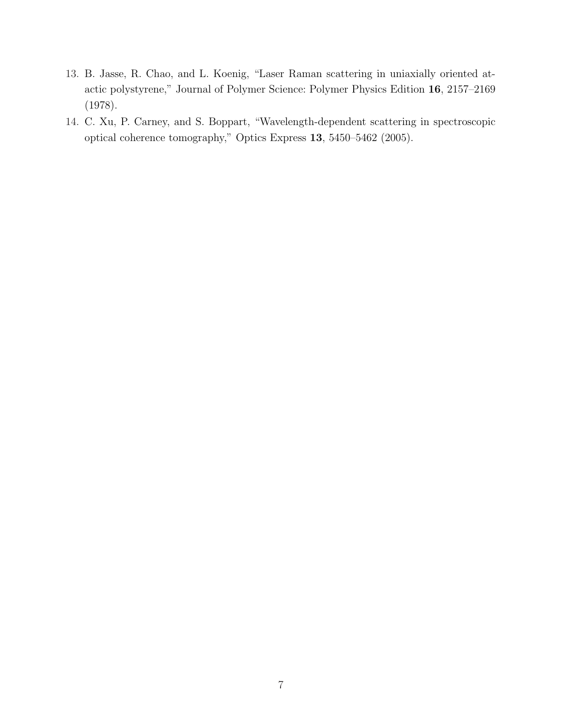13. B. Jasse, R. Chao, and L. Koenig, "Laser Raman scattering in uniaxially oriented atactic polystyrene," Journal of Polymer Science: Polymer Physics Edition **16**, 2157–2169 (1978).
14. C. Xu, P. Carney, and S. Boppart, "Wavelength-dependent scattering in spectroscopic optical coherence tomography," Optics Express **13**, 5450–5462 (2005).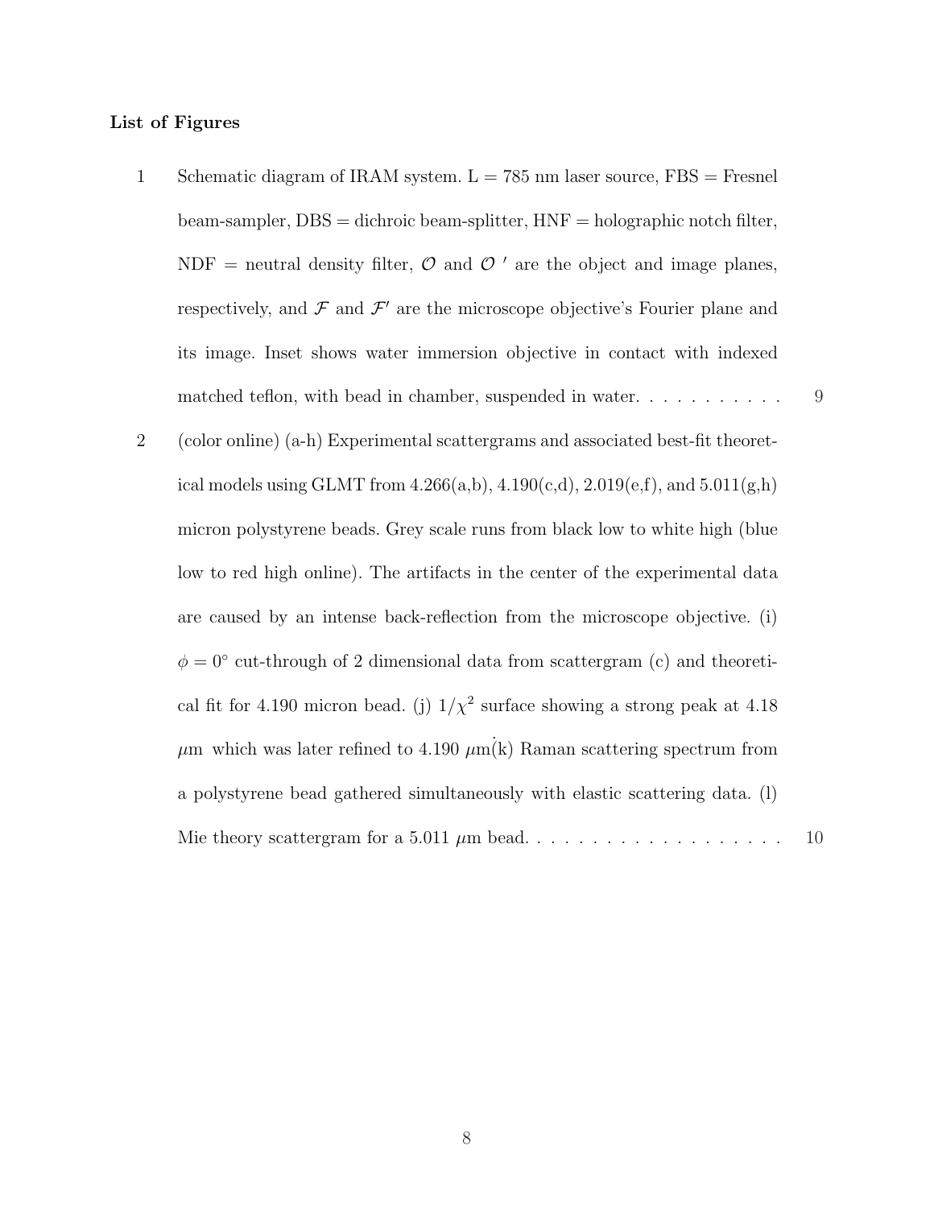**List of Figures**

1. Schematic diagram of IRAM system. L = 785 nm laser source, FBS = Fresnel beam-sampler, DBS = dichroic beam-splitter, HNF = holographic notch filter, NDF = neutral density filter, $\mathcal{O}$ and $\mathcal{O}\ '$ are the object and image planes, respectively, and $\mathcal{F}$ and $\mathcal{F}'$ are the microscope objective's Fourier plane and its image. Inset shows water immersion objective in contact with indexed matched teflon, with bead in chamber, suspended in water. . . . . . . . . . . 9

2. (color online) (a-h) Experimental scattergrams and associated best-fit theoretical models using GLMT from 4.266(a,b), 4.190(c,d), 2.019(e,f), and 5.011(g,h) micron polystyrene beads. Grey scale runs from black low to white high (blue low to red high online). The artifacts in the center of the experimental data are caused by an intense back-reflection from the microscope objective. (i) $\phi = 0°$ cut-through of 2 dimensional data from scattergram (c) and theoretical fit for 4.190 micron bead. (j) $1/\chi^2$ surface showing a strong peak at 4.18 $\mu$m which was later refined to 4.190 $\mu$m(k) Raman scattering spectrum from a polystyrene bead gathered simultaneously with elastic scattering data. (l) Mie theory scattergram for a 5.011 $\mu$m bead. . . . . . . . . . . . . . . . . . . 10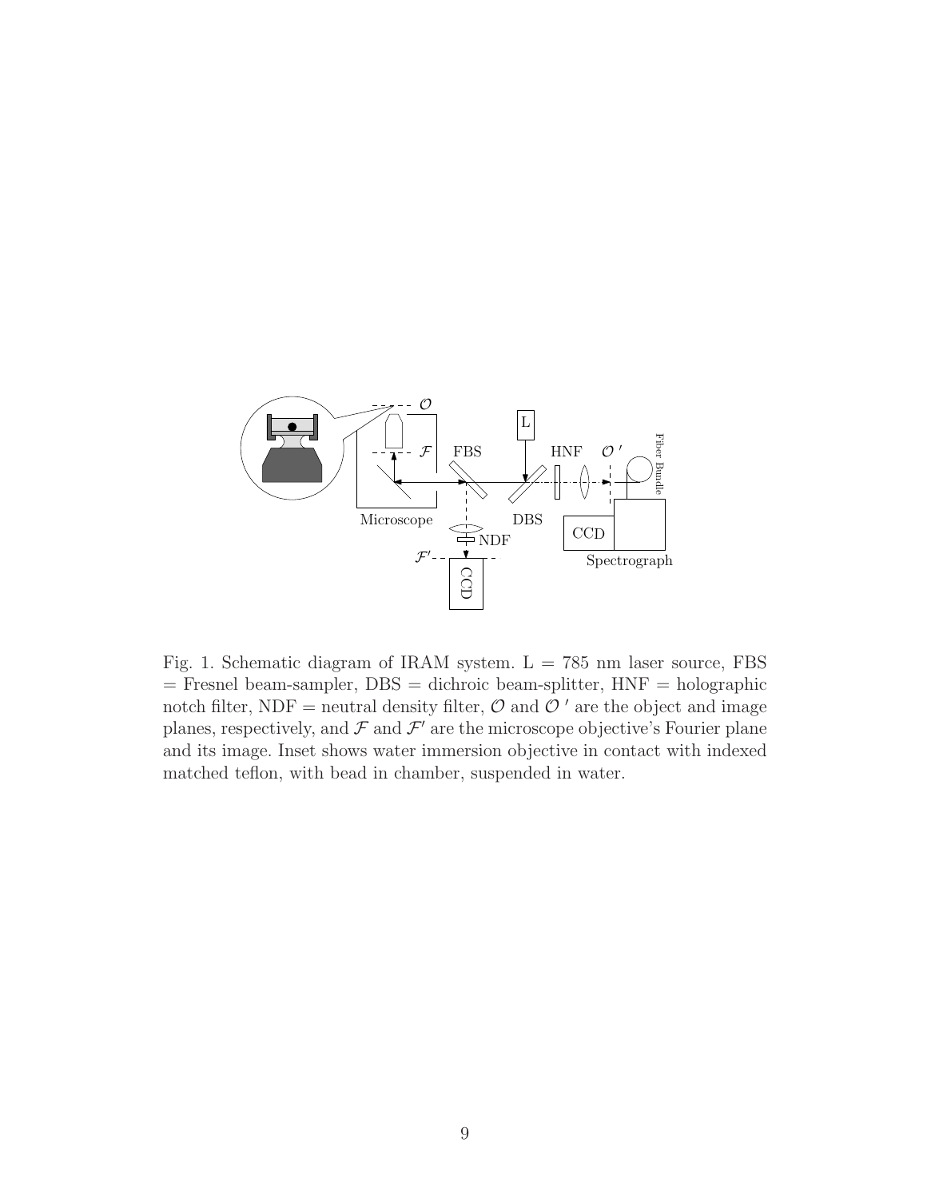Fig. 1. Schematic diagram of IRAM system. L = 785 nm laser source, FBS = Fresnel beam-sampler, DBS = dichroic beam-splitter, HNF = holographic notch filter, NDF = neutral density filter, $\mathcal{O}$ and $\mathcal{O}'$ are the object and image planes, respectively, and $\mathcal{F}$ and $\mathcal{F}'$ are the microscope objective's Fourier plane and its image. Inset shows water immersion objective in contact with indexed matched teflon, with bead in chamber, suspended in water.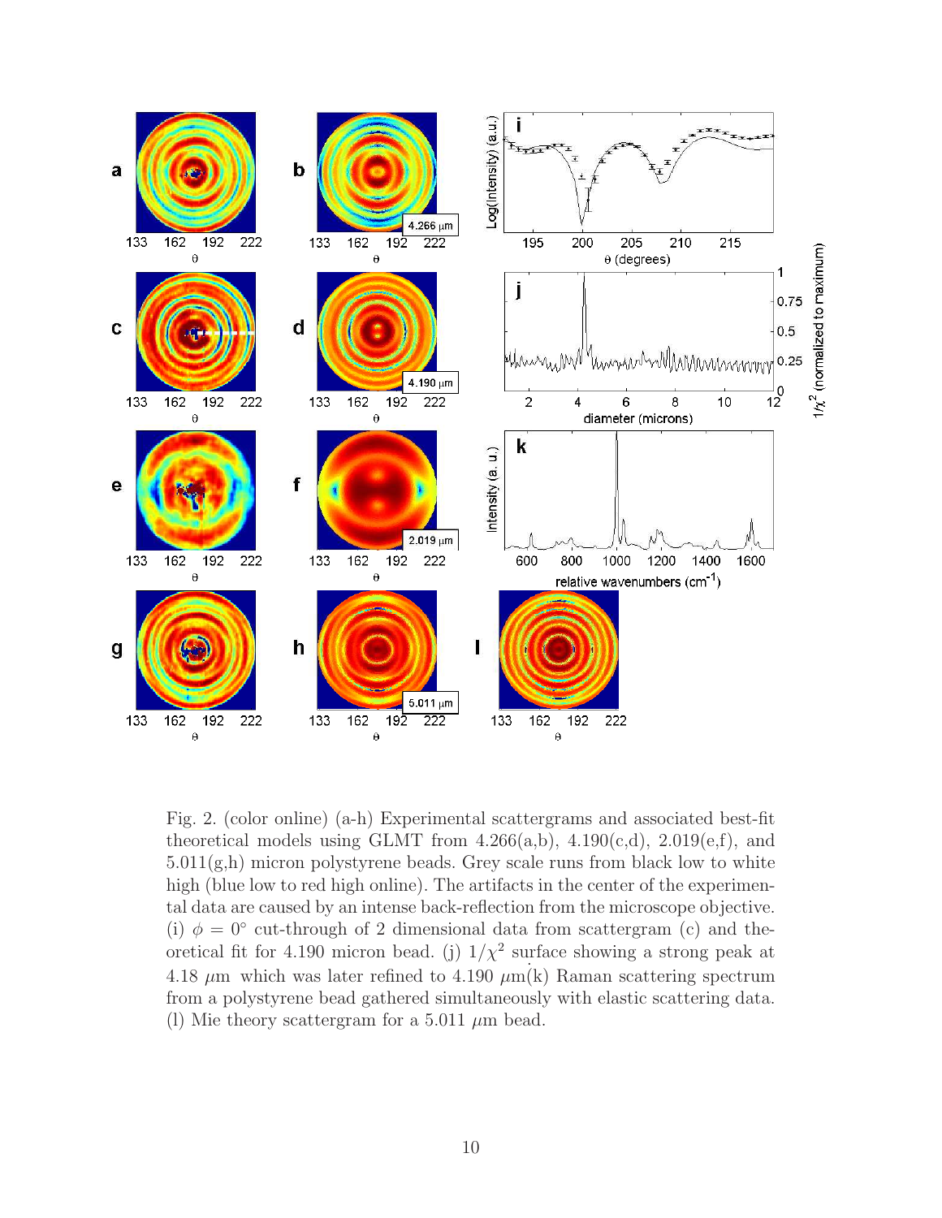a

133 162 192 222

θ

b

4.266 μm

133 162 192 222

θ

i

Log(Intensity) (a.u.)

195 200 205 210 215

θ (degrees)

c

133 162 192 222

θ

d

4.190 μm

133 162 192 222

θ

j

2 4 6 8 10 12

diameter (microns)

1

0.75

0.5

0.25

0

$1/\chi^2$ (normalized to maximum)

e

133 162 192 222

θ

f

2.019 μm

133 162 192 222

θ

k

Intensity (a. u.)

600 800 1000 1200 1400 1600

relative wavenumbers (cm$^{-1}$)

g

133 162 192 222

θ

h

5.011 μm

133 162 192 222

θ

l

133 162 192 222

θ

Fig. 2. (color online) (a-h) Experimental scattergrams and associated best-fit theoretical models using GLMT from 4.266(a,b), 4.190(c,d), 2.019(e,f), and 5.011(g,h) micron polystyrene beads. Grey scale runs from black low to white high (blue low to red high online). The artifacts in the center of the experimental data are caused by an intense back-reflection from the microscope objective. (i) $\phi = 0°$ cut-through of 2 dimensional data from scattergram (c) and theoretical fit for 4.190 micron bead. (j) $1/\chi^2$ surface showing a strong peak at 4.18 $\mu$m which was later refined to 4.190 $\mu$m(k) Raman scattering spectrum from a polystyrene bead gathered simultaneously with elastic scattering data. (l) Mie theory scattergram for a 5.011 $\mu$m bead.